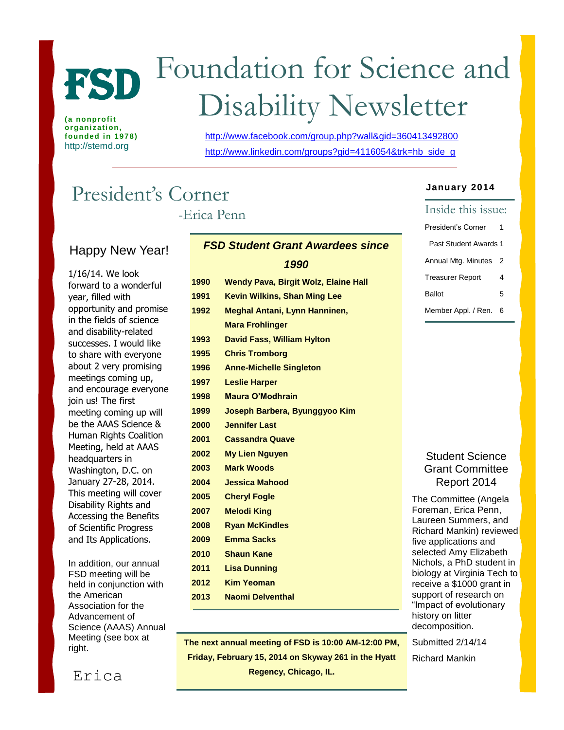# FSD Foundation for Science and Disability Newsletter

(a nonprofit organization, founded in 1978)
http://stemd.org

http://www.facebook.com/group.php?wall&gid=360413492800
http://www.linkedin.com/groups?gid=4116054&trk=hb_side_g

**January 2014**

### Inside this issue:

| | |
|---|---|
| President's Corner | 1 |
| Past Student Awards | 1 |
| Annual Mtg. Minutes | 2 |
| Treasurer Report | 4 |
| Ballot | 5 |
| Member Appl. / Ren. | 6 |

## President's Corner

-Erica Penn

### Happy New Year!

1/16/14. We look forward to a wonderful year, filled with opportunity and promise in the fields of science and disability-related successes. I would like to share with everyone about 2 very promising meetings coming up, and encourage everyone join us! The first meeting coming up will be the AAAS Science & Human Rights Coalition Meeting, held at AAAS headquarters in Washington, D.C. on January 27-28, 2014. This meeting will cover Disability Rights and Accessing the Benefits of Scientific Progress and Its Applications.

In addition, our annual FSD meeting will be held in conjunction with the American Association for the Advancement of Science (AAAS) Annual Meeting (see box at right.

Erica

### *FSD Student Grant Awardees since 1990*

| Year | Awardees |
|---|---|
| **1990** | **Wendy Pava, Birgit Wolz, Elaine Hall** |
| **1991** | **Kevin Wilkins, Shan Ming Lee** |
| **1992** | **Meghal Antani, Lynn Hanninen, Mara Frohlinger** |
| **1993** | **David Fass, William Hylton** |
| **1995** | **Chris Tromborg** |
| **1996** | **Anne-Michelle Singleton** |
| **1997** | **Leslie Harper** |
| **1998** | **Maura O'Modhrain** |
| **1999** | **Joseph Barbera, Byunggyoo Kim** |
| **2000** | **Jennifer Last** |
| **2001** | **Cassandra Quave** |
| **2002** | **My Lien Nguyen** |
| **2003** | **Mark Woods** |
| **2004** | **Jessica Mahood** |
| **2005** | **Cheryl Fogle** |
| **2007** | **Melodi King** |
| **2008** | **Ryan McKindles** |
| **2009** | **Emma Sacks** |
| **2010** | **Shaun Kane** |
| **2011** | **Lisa Dunning** |
| **2012** | **Kim Yeoman** |
| **2013** | **Naomi Delventhal** |

**The next annual meeting of FSD is 10:00 AM-12:00 PM, Friday, February 15, 2014 on Skyway 261 in the Hyatt Regency, Chicago, IL.**

### Student Science Grant Committee Report 2014

The Committee (Angela Foreman, Erica Penn, Laureen Summers, and Richard Mankin) reviewed five applications and selected Amy Elizabeth Nichols, a PhD student in biology at Virginia Tech to receive a $1000 grant in support of research on "Impact of evolutionary history on litter decomposition.

Submitted 2/14/14

Richard Mankin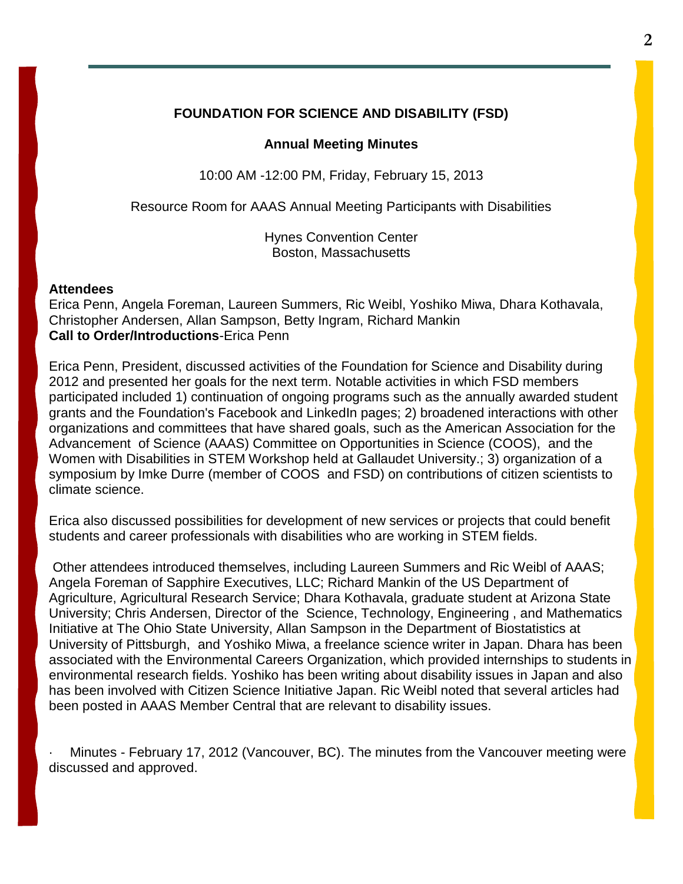# FOUNDATION FOR SCIENCE AND DISABILITY (FSD)

## Annual Meeting Minutes

10:00 AM -12:00 PM, Friday, February 15, 2013

Resource Room for AAAS Annual Meeting Participants with Disabilities

Hynes Convention Center
Boston, Massachusetts

**Attendees**
Erica Penn, Angela Foreman, Laureen Summers, Ric Weibl, Yoshiko Miwa, Dhara Kothavala, Christopher Andersen, Allan Sampson, Betty Ingram, Richard Mankin
**Call to Order/Introductions**-Erica Penn

Erica Penn, President, discussed activities of the Foundation for Science and Disability during 2012 and presented her goals for the next term. Notable activities in which FSD members participated included 1) continuation of ongoing programs such as the annually awarded student grants and the Foundation's Facebook and LinkedIn pages; 2) broadened interactions with other organizations and committees that have shared goals, such as the American Association for the Advancement of Science (AAAS) Committee on Opportunities in Science (COOS), and the Women with Disabilities in STEM Workshop held at Gallaudet University.; 3) organization of a symposium by Imke Durre (member of COOS and FSD) on contributions of citizen scientists to climate science.

Erica also discussed possibilities for development of new services or projects that could benefit students and career professionals with disabilities who are working in STEM fields.

Other attendees introduced themselves, including Laureen Summers and Ric Weibl of AAAS; Angela Foreman of Sapphire Executives, LLC; Richard Mankin of the US Department of Agriculture, Agricultural Research Service; Dhara Kothavala, graduate student at Arizona State University; Chris Andersen, Director of the Science, Technology, Engineering , and Mathematics Initiative at The Ohio State University, Allan Sampson in the Department of Biostatistics at University of Pittsburgh, and Yoshiko Miwa, a freelance science writer in Japan. Dhara has been associated with the Environmental Careers Organization, which provided internships to students in environmental research fields. Yoshiko has been writing about disability issues in Japan and also has been involved with Citizen Science Initiative Japan. Ric Weibl noted that several articles had been posted in AAAS Member Central that are relevant to disability issues.

· Minutes - February 17, 2012 (Vancouver, BC). The minutes from the Vancouver meeting were discussed and approved.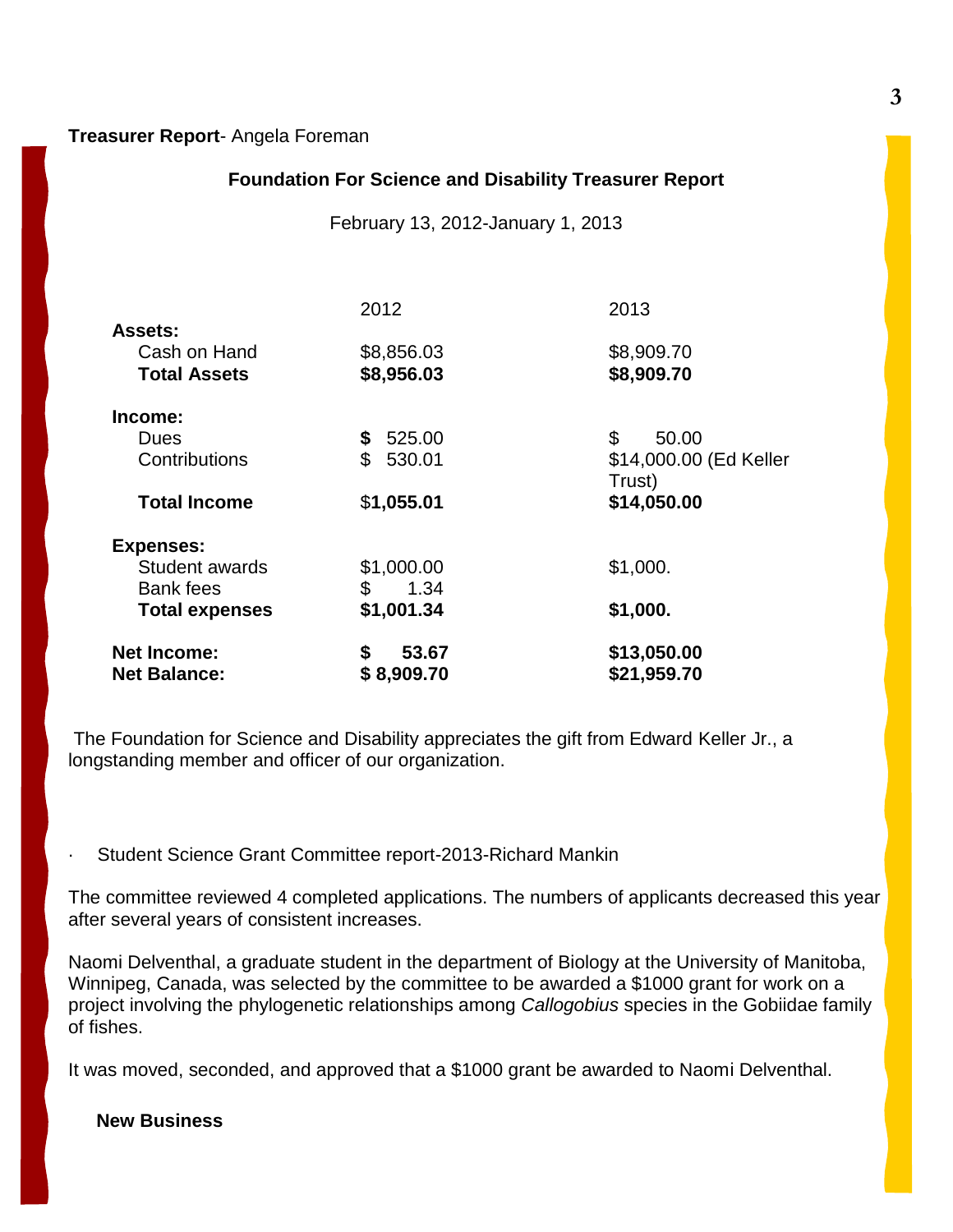**Treasurer Report**- Angela Foreman

**Foundation For Science and Disability Treasurer Report**

February 13, 2012-January 1, 2013

| | 2012 | 2013 |
|---|---|---|
| **Assets:** | | |
| Cash on Hand | $8,856.03 | $8,909.70 |
| **Total Assets** | **$8,956.03** | **$8,909.70** |
| **Income:** | | |
| Dues | **$** 525.00 | $ 50.00 |
| Contributions | $ 530.01 | $14,000.00 (Ed Keller Trust) |
| **Total Income** | $**1,055.01** | **$14,050.00** |
| **Expenses:** | | |
| Student awards | $1,000.00 | $1,000. |
| Bank fees | $ 1.34 | |
| **Total expenses** | **$1,001.34** | **$1,000.** |
| **Net Income:** | **$ 53.67** | **$13,050.00** |
| **Net Balance:** | **$ 8,909.70** | **$21,959.70** |

The Foundation for Science and Disability appreciates the gift from Edward Keller Jr., a longstanding member and officer of our organization.

- Student Science Grant Committee report-2013-Richard Mankin

The committee reviewed 4 completed applications. The numbers of applicants decreased this year after several years of consistent increases.

Naomi Delventhal, a graduate student in the department of Biology at the University of Manitoba, Winnipeg, Canada, was selected by the committee to be awarded a $1000 grant for work on a project involving the phylogenetic relationships among *Callogobius* species in the Gobiidae family of fishes.

It was moved, seconded, and approved that a $1000 grant be awarded to Naomi Delventhal.

**New Business**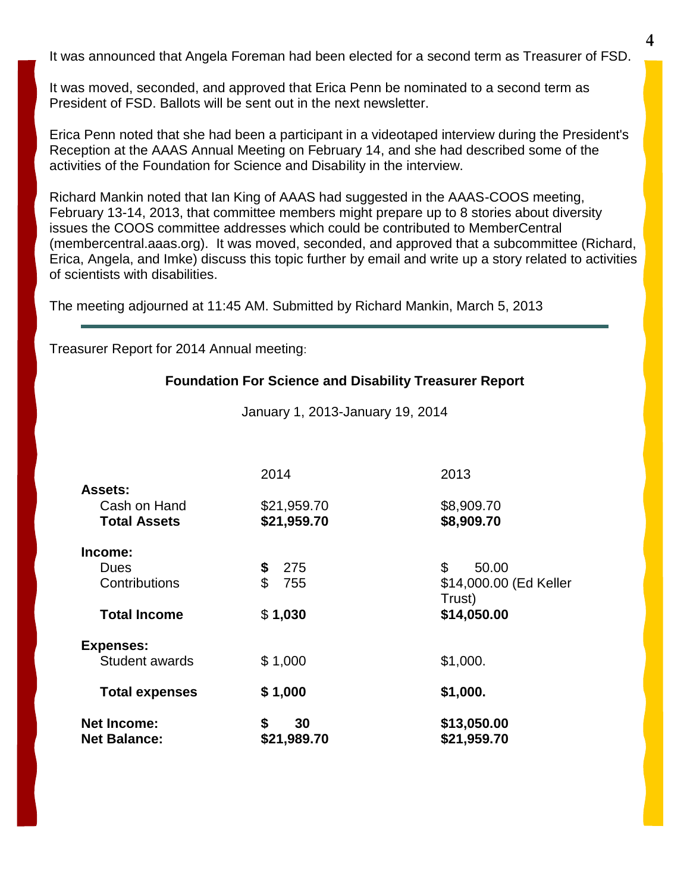It was announced that Angela Foreman had been elected for a second term as Treasurer of FSD.

It was moved, seconded, and approved that Erica Penn be nominated to a second term as President of FSD. Ballots will be sent out in the next newsletter.

Erica Penn noted that she had been a participant in a videotaped interview during the President's Reception at the AAAS Annual Meeting on February 14, and she had described some of the activities of the Foundation for Science and Disability in the interview.

Richard Mankin noted that Ian King of AAAS had suggested in the AAAS-COOS meeting, February 13-14, 2013, that committee members might prepare up to 8 stories about diversity issues the COOS committee addresses which could be contributed to MemberCentral (membercentral.aaas.org). It was moved, seconded, and approved that a subcommittee (Richard, Erica, Angela, and Imke) discuss this topic further by email and write up a story related to activities of scientists with disabilities.

The meeting adjourned at 11:45 AM. Submitted by Richard Mankin, March 5, 2013

---

Treasurer Report for 2014 Annual meeting:

**Foundation For Science and Disability Treasurer Report**

January 1, 2013-January 19, 2014

| | 2014 | 2013 |
|---|---|---|
| **Assets:** | | |
| Cash on Hand | $21,959.70 | $8,909.70 |
| **Total Assets** | **$21,959.70** | **$8,909.70** |
| **Income:** | | |
| Dues | **$** 275 | $ 50.00 |
| Contributions | $ 755 | $14,000.00 (Ed Keller Trust) |
| **Total Income** | $ **1,030** | **$14,050.00** |
| **Expenses:** | | |
| Student awards | $ 1,000 | $1,000. |
| **Total expenses** | **$ 1,000** | **$1,000.** |
| **Net Income:** | **$ 30** | **$13,050.00** |
| **Net Balance:** | **$21,989.70** | **$21,959.70** |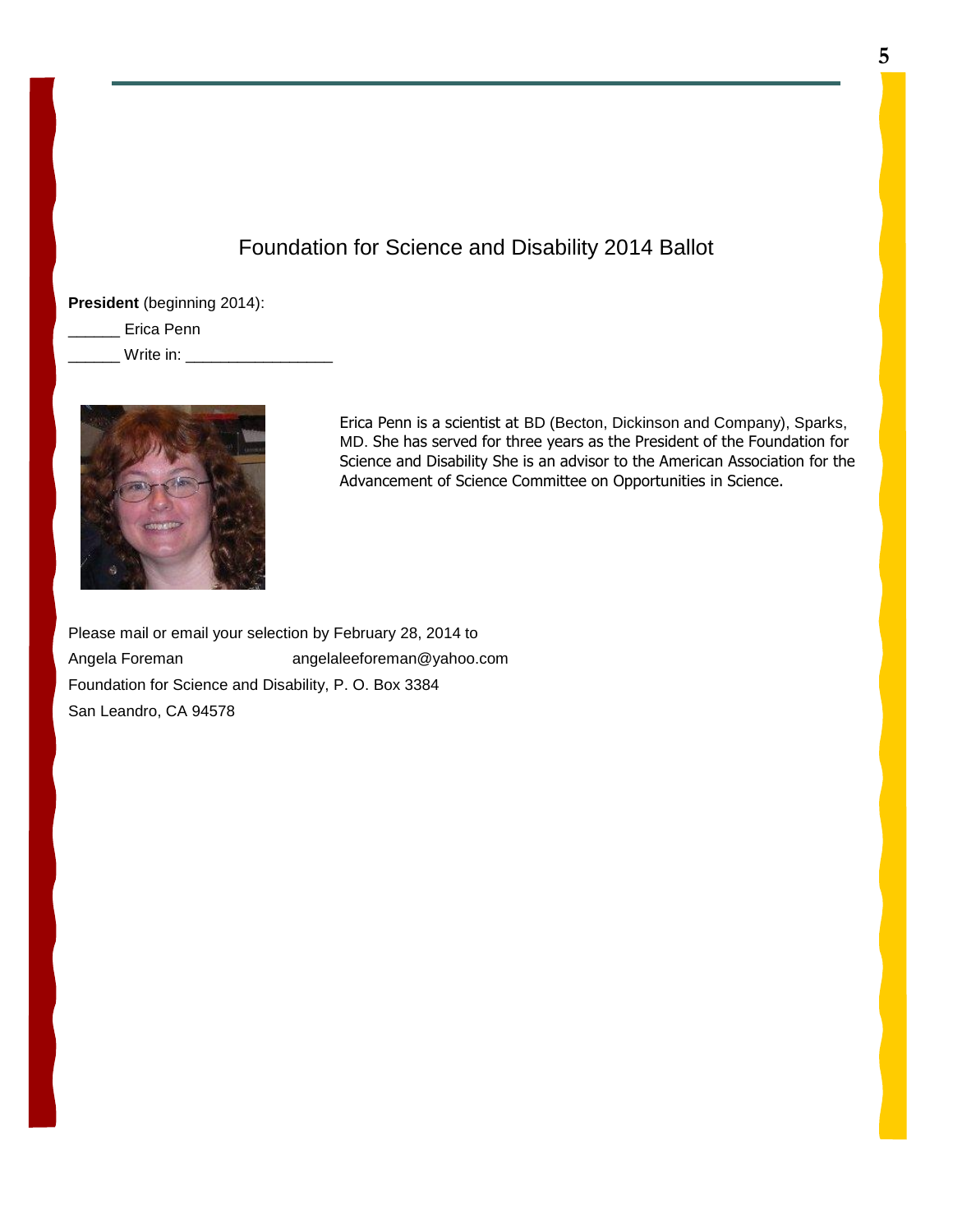# Foundation for Science and Disability 2014 Ballot

**President** (beginning 2014):

______ Erica Penn

______ Write in: _________________

Erica Penn is a scientist at BD (Becton, Dickinson and Company), Sparks, MD. She has served for three years as the President of the Foundation for Science and Disability She is an advisor to the American Association for the Advancement of Science Committee on Opportunities in Science.

Please mail or email your selection by February 28, 2014 to

Angela Foreman angelaleeforeman@yahoo.com

Foundation for Science and Disability, P. O. Box 3384

San Leandro, CA 94578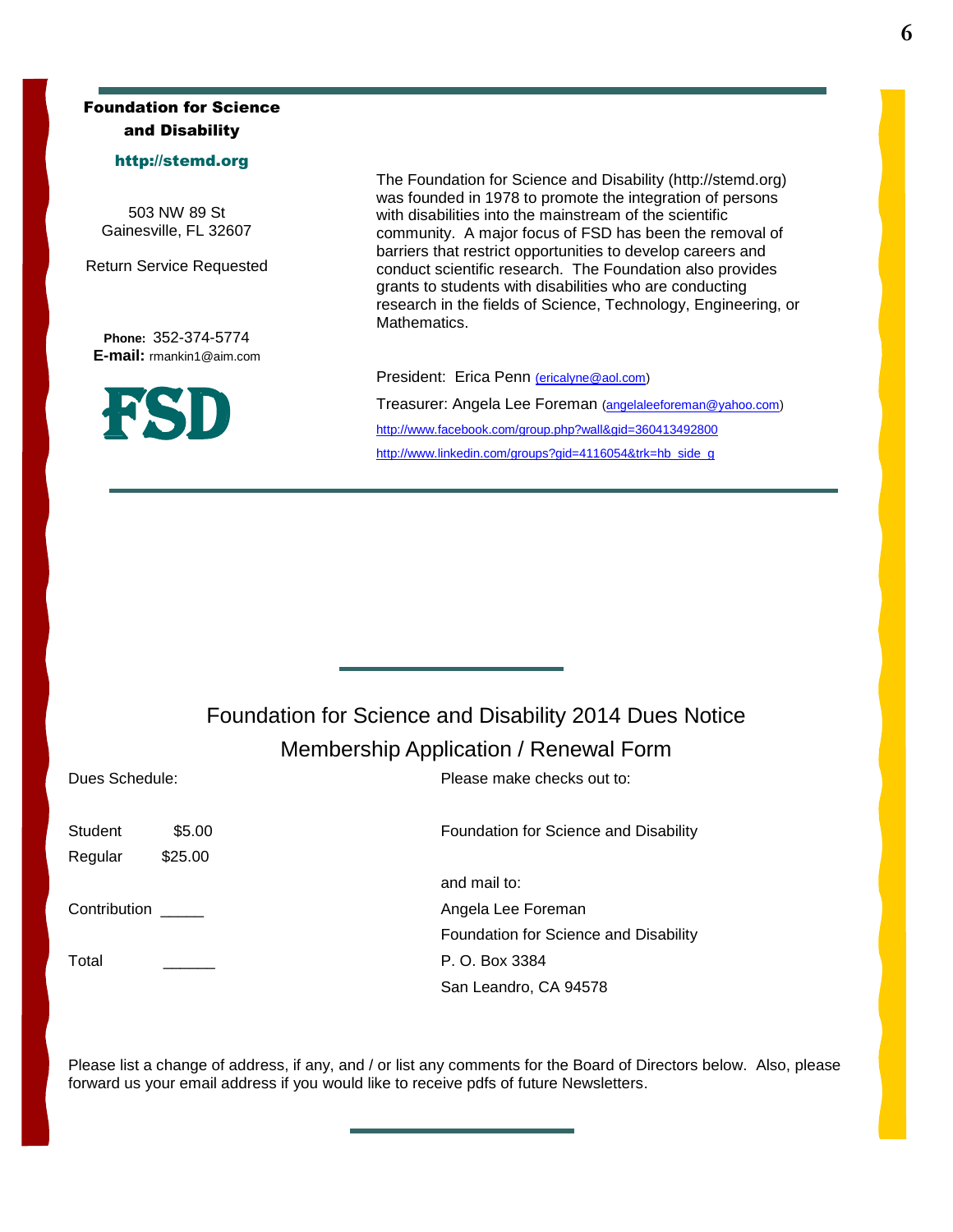**Foundation for Science and Disability**

**http://stemd.org**

503 NW 89 St
Gainesville, FL 32607

Return Service Requested

**Phone:** 352-374-5774
**E-mail:** rmankin1@aim.com

FSD

The Foundation for Science and Disability (http://stemd.org) was founded in 1978 to promote the integration of persons with disabilities into the mainstream of the scientific community. A major focus of FSD has been the removal of barriers that restrict opportunities to develop careers and conduct scientific research. The Foundation also provides grants to students with disabilities who are conducting research in the fields of Science, Technology, Engineering, or Mathematics.

President: Erica Penn (ericalyne@aol.com)

Treasurer: Angela Lee Foreman (angelaleeforeman@yahoo.com)

http://www.facebook.com/group.php?wall&gid=360413492800

http://www.linkedin.com/groups?gid=4116054&trk=hb_side_g

## Foundation for Science and Disability 2014 Dues Notice

## Membership Application / Renewal Form

Dues Schedule:

Student $5.00

Regular $25.00

Contribution _____

Total ______

Please make checks out to:

Foundation for Science and Disability

and mail to:

Angela Lee Foreman
Foundation for Science and Disability
P. O. Box 3384
San Leandro, CA 94578

Please list a change of address, if any, and / or list any comments for the Board of Directors below. Also, please forward us your email address if you would like to receive pdfs of future Newsletters.